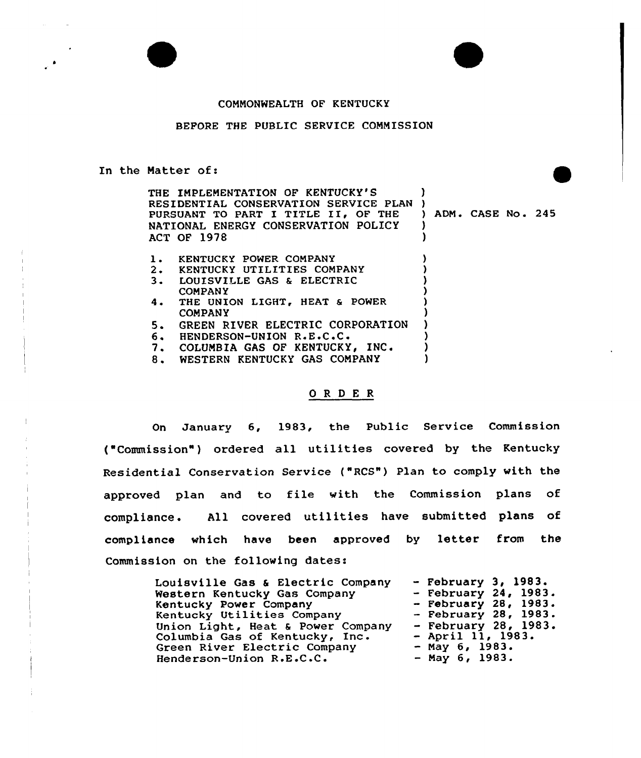COMMONWEALTH OF KENTUCKY

BEFORE THE PUBLIC SERVICE COMMISSION

In the Matter of:

THE IMPLEMENTATION OF KENTUCKY'S RESIDENTIAL CONSERVATION SERVICE PLAN PURSUANT TO PART I TITLE II, OF THE NATIONAL ENERGY CONSERVATION POLICY ACT OF 1978

) ADM. CASE No. 245

1. KENTUCKY POWER COMPANY
2. KENTUCKY UTILITIES COMPANY
3. LOUISVILLE GAS & ELECTRIC COMPANY
4. THE UNION LIGHT, HEAT & POWER COMPANY
5. GREEN RIVER ELECTRIC CORPORATION
6. HENDERSON-UNION R.E.C.C.
7. COLUMBIA GAS OF KENTUCKY, INC.
8. WESTERN KENTUCKY GAS COMPANY

## O R D E R

On January 6, 1983, the Public Service Commission ("Commission") ordered all utilities covered by the Kentucky Residential Conservation Service ("RCS") Plan to comply with the approved plan and to file with the Commission plans of compliance. All covered utilities have submitted plans of compliance which have been approved by letter from the Commission on the following dates:

| | |
|---|---|
| Louisville Gas & Electric Company | - February 3, 1983. |
| Western Kentucky Gas Company | - February 24, 1983. |
| Kentucky Power Company | - February 28, 1983. |
| Kentucky Utilities Company | - February 28, 1983. |
| Union Light, Heat & Power Company | - February 28, 1983. |
| Columbia Gas of Kentucky, Inc. | - April 11, 1983. |
| Green River Electric Company | - May 6, 1983. |
| Henderson-Union R.E.C.C. | - May 6, 1983. |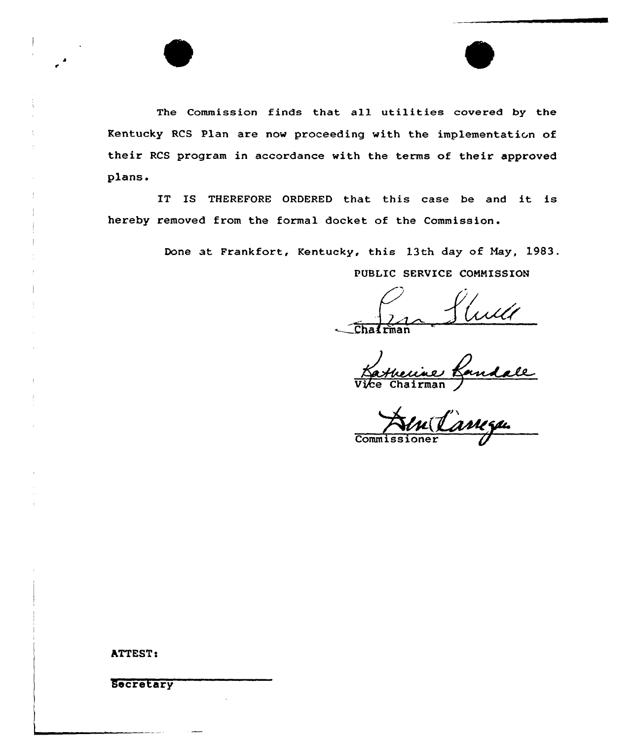The Commission finds that all utilities covered by the Kentucky RCS Plan are now proceeding with the implementation of their RCS program in accordance with the terms of their approved plans.

IT IS THEREFORE ORDERED that this case be and it is hereby removed from the formal docket of the Commission.

Done at Frankfort, Kentucky, this 13th day of May, 1983.

PUBLIC SERVICE COMMISSION

Chairman

Vice Chairman

Commissioner

ATTEST:

Secretary